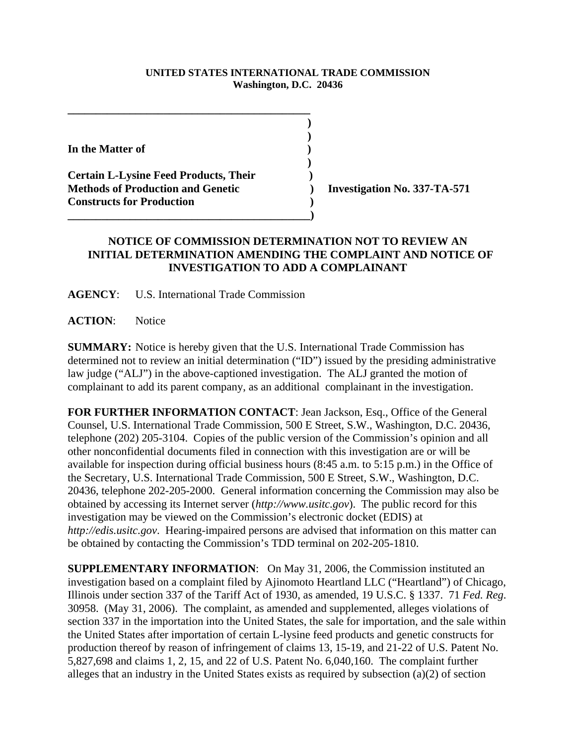**UNITED STATES INTERNATIONAL TRADE COMMISSION**
**Washington, D.C. 20436**

**In the Matter of**

**Certain L-Lysine Feed Products, Their Methods of Production and Genetic Constructs for Production**

**Investigation No. 337-TA-571**

## NOTICE OF COMMISSION DETERMINATION NOT TO REVIEW AN INITIAL DETERMINATION AMENDING THE COMPLAINT AND NOTICE OF INVESTIGATION TO ADD A COMPLAINANT

**AGENCY**: U.S. International Trade Commission

**ACTION**: Notice

**SUMMARY:** Notice is hereby given that the U.S. International Trade Commission has determined not to review an initial determination ("ID") issued by the presiding administrative law judge ("ALJ") in the above-captioned investigation. The ALJ granted the motion of complainant to add its parent company, as an additional complainant in the investigation.

**FOR FURTHER INFORMATION CONTACT**: Jean Jackson, Esq., Office of the General Counsel, U.S. International Trade Commission, 500 E Street, S.W., Washington, D.C. 20436, telephone (202) 205-3104. Copies of the public version of the Commission's opinion and all other nonconfidential documents filed in connection with this investigation are or will be available for inspection during official business hours (8:45 a.m. to 5:15 p.m.) in the Office of the Secretary, U.S. International Trade Commission, 500 E Street, S.W., Washington, D.C. 20436, telephone 202-205-2000. General information concerning the Commission may also be obtained by accessing its Internet server (*http://www.usitc.gov*). The public record for this investigation may be viewed on the Commission's electronic docket (EDIS) at *http://edis.usitc.gov*. Hearing-impaired persons are advised that information on this matter can be obtained by contacting the Commission's TDD terminal on 202-205-1810.

**SUPPLEMENTARY INFORMATION**: On May 31, 2006, the Commission instituted an investigation based on a complaint filed by Ajinomoto Heartland LLC ("Heartland") of Chicago, Illinois under section 337 of the Tariff Act of 1930, as amended, 19 U.S.C. § 1337. 71 *Fed. Reg*. 30958. (May 31, 2006). The complaint, as amended and supplemented, alleges violations of section 337 in the importation into the United States, the sale for importation, and the sale within the United States after importation of certain L-lysine feed products and genetic constructs for production thereof by reason of infringement of claims 13, 15-19, and 21-22 of U.S. Patent No. 5,827,698 and claims 1, 2, 15, and 22 of U.S. Patent No. 6,040,160. The complaint further alleges that an industry in the United States exists as required by subsection (a)(2) of section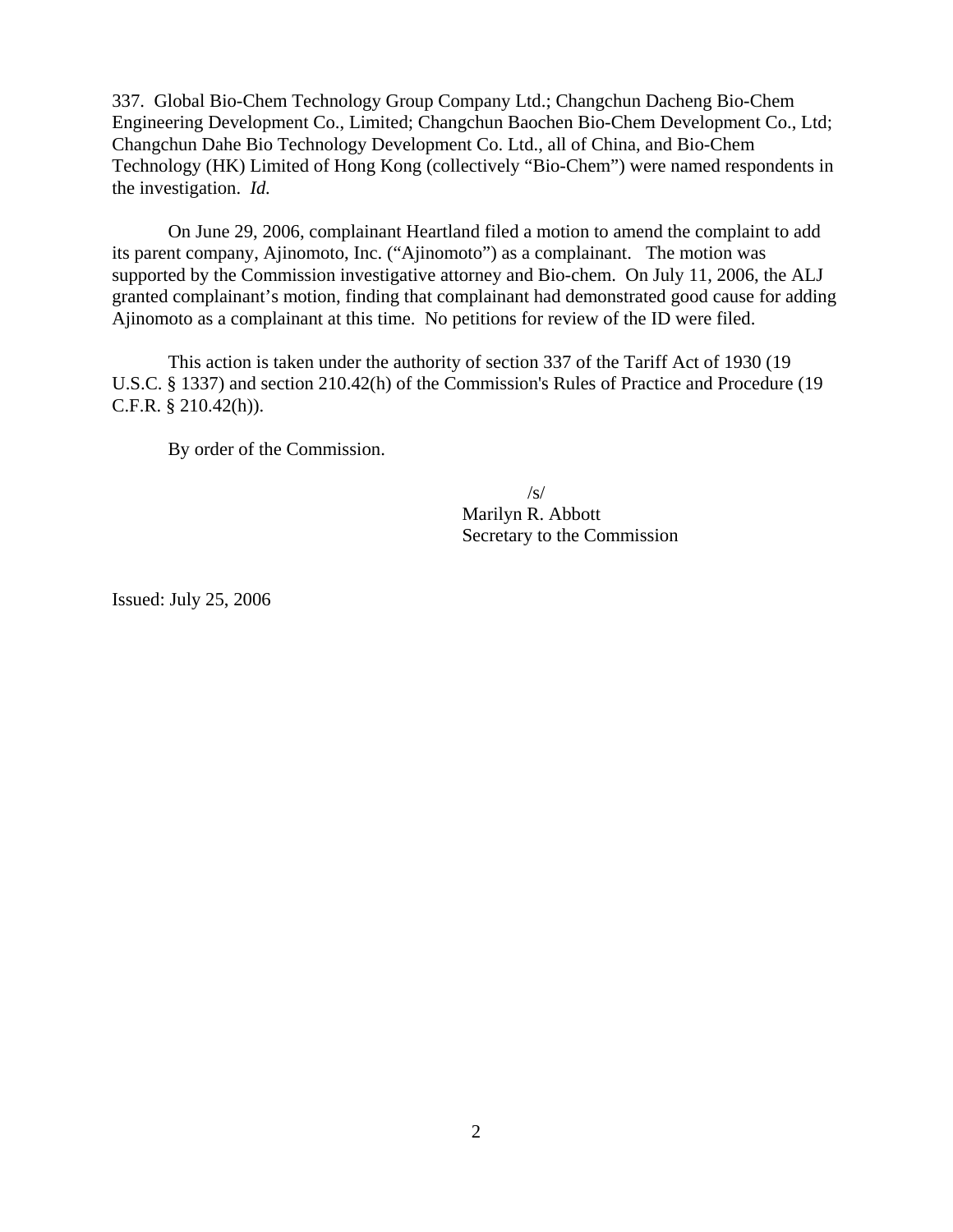337. Global Bio-Chem Technology Group Company Ltd.; Changchun Dacheng Bio-Chem Engineering Development Co., Limited; Changchun Baochen Bio-Chem Development Co., Ltd; Changchun Dahe Bio Technology Development Co. Ltd., all of China, and Bio-Chem Technology (HK) Limited of Hong Kong (collectively "Bio-Chem") were named respondents in the investigation. *Id.*

On June 29, 2006, complainant Heartland filed a motion to amend the complaint to add its parent company, Ajinomoto, Inc. ("Ajinomoto") as a complainant. The motion was supported by the Commission investigative attorney and Bio-chem. On July 11, 2006, the ALJ granted complainant's motion, finding that complainant had demonstrated good cause for adding Ajinomoto as a complainant at this time. No petitions for review of the ID were filed.

This action is taken under the authority of section 337 of the Tariff Act of 1930 (19 U.S.C. § 1337) and section 210.42(h) of the Commission's Rules of Practice and Procedure (19 C.F.R. § 210.42(h)).

By order of the Commission.

/s/
Marilyn R. Abbott
Secretary to the Commission

Issued: July 25, 2006